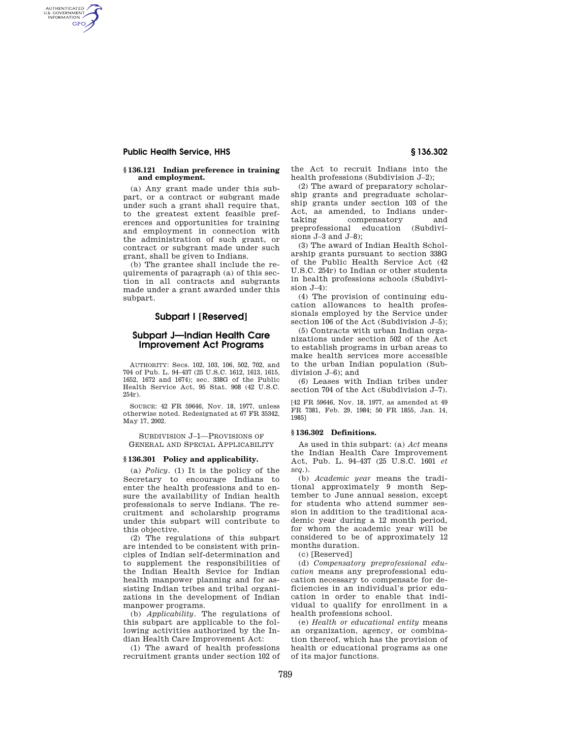### § 136.121 Indian preference in training and employment.

(a) Any grant made under this subpart, or a contract or subgrant made under such a grant shall require that, to the greatest extent feasible preferences and opportunities for training and employment in connection with the administration of such grant, or contract or subgrant made under such grant, shall be given to Indians.

(b) The grantee shall include the requirements of paragraph (a) of this section in all contracts and subgrants made under a grant awarded under this subpart.

## Subpart I [Reserved]

## Subpart J—Indian Health Care Improvement Act Programs

AUTHORITY: Secs. 102, 103, 106, 502, 702, and 704 of Pub. L. 94–437 (25 U.S.C. 1612, 1613, 1615, 1652, 1672 and 1674); sec. 338G of the Public Health Service Act, 95 Stat. 908 (42 U.S.C. 254r).

SOURCE: 42 FR 59646, Nov. 18, 1977, unless otherwise noted. Redesignated at 67 FR 35342, May 17, 2002.

SUBDIVISION J–1—PROVISIONS OF GENERAL AND SPECIAL APPLICABILITY

### § 136.301 Policy and applicability.

(a) *Policy.* (1) It is the policy of the Secretary to encourage Indians to enter the health professions and to ensure the availability of Indian health professionals to serve Indians. The recruitment and scholarship programs under this subpart will contribute to this objective.

(2) The regulations of this subpart are intended to be consistent with principles of Indian self-determination and to supplement the responsibilities of the Indian Health Sevice for Indian health manpower planning and for assisting Indian tribes and tribal organizations in the development of Indian manpower programs.

(b) *Applicability.* The regulations of this subpart are applicable to the following activities authorized by the Indian Health Care Improvement Act:

(1) The award of health professions recruitment grants under section 102 of the Act to recruit Indians into the health professions (Subdivision J–2);

(2) The award of preparatory scholarship grants and pregraduate scholarship grants under section 103 of the Act, as amended, to Indians undertaking compensatory and preprofessional education (Subdivisions J–3 and J–8);

(3) The award of Indian Health Scholarship grants pursuant to section 338G of the Public Health Service Act (42 U.S.C. 254r) to Indian or other students in health professions schools (Subdivision J–4):

(4) The provision of continuing education allowances to health professionals employed by the Service under section 106 of the Act (Subdivision J–5);

(5) Contracts with urban Indian organizations under section 502 of the Act to establish programs in urban areas to make health services more accessible to the urban Indian population (Subdivision J–6); and

(6) Leases with Indian tribes under section 704 of the Act (Subdivision J–7).

[42 FR 59646, Nov. 18, 1977, as amended at 49 FR 7381, Feb. 29, 1984; 50 FR 1855, Jan. 14, 1985]

### § 136.302 Definitions.

As used in this subpart: (a) *Act* means the Indian Health Care Improvement Act, Pub. L. 94–437 (25 U.S.C. 1601 *et seq.*).

(b) *Academic year* means the traditional approximately 9 month September to June annual session, except for students who attend summer session in addition to the traditional academic year during a 12 month period, for whom the academic year will be considered to be of approximately 12 months duration.

(c) [Reserved]

(d) *Compensatory preprofessional education* means any preprofessional education necessary to compensate for deficiencies in an individual's prior education in order to enable that individual to qualify for enrollment in a health professions school.

(e) *Health or educational entity* means an organization, agency, or combination thereof, which has the provision of health or educational programs as one of its major functions.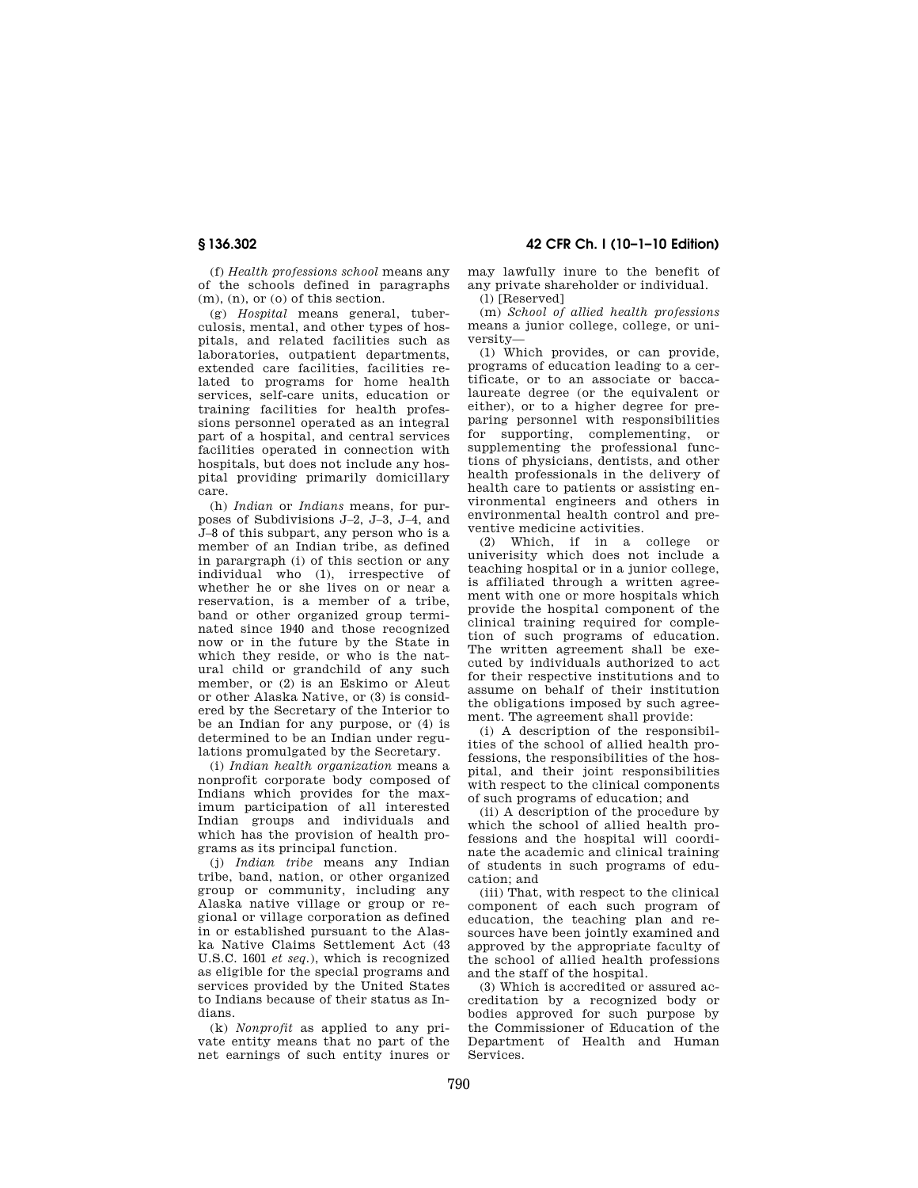(f) *Health professions school* means any of the schools defined in paragraphs (m), (n), or (o) of this section.

(g) *Hospital* means general, tuberculosis, mental, and other types of hospitals, and related facilities such as laboratories, outpatient departments, extended care facilities, facilities related to programs for home health services, self-care units, education or training facilities for health professions personnel operated as an integral part of a hospital, and central services facilities operated in connection with hospitals, but does not include any hospital providing primarily domicillary care.

(h) *Indian* or *Indians* means, for purposes of Subdivisions J–2, J–3, J–4, and J–8 of this subpart, any person who is a member of an Indian tribe, as defined in parargraph (i) of this section or any individual who (1), irrespective of whether he or she lives on or near a reservation, is a member of a tribe, band or other organized group terminated since 1940 and those recognized now or in the future by the State in which they reside, or who is the natural child or grandchild of any such member, or (2) is an Eskimo or Aleut or other Alaska Native, or (3) is considered by the Secretary of the Interior to be an Indian for any purpose, or (4) is determined to be an Indian under regulations promulgated by the Secretary.

(i) *Indian health organization* means a nonprofit corporate body composed of Indians which provides for the maximum participation of all interested Indian groups and individuals and which has the provision of health programs as its principal function.

(j) *Indian tribe* means any Indian tribe, band, nation, or other organized group or community, including any Alaska native village or group or regional or village corporation as defined in or established pursuant to the Alaska Native Claims Settlement Act (43 U.S.C. 1601 *et seq.*), which is recognized as eligible for the special programs and services provided by the United States to Indians because of their status as Indians.

(k) *Nonprofit* as applied to any private entity means that no part of the net earnings of such entity inures or may lawfully inure to the benefit of any private shareholder or individual.

(l) [Reserved]

(m) *School of allied health professions* means a junior college, college, or university—

(1) Which provides, or can provide, programs of education leading to a certificate, or to an associate or baccalaureate degree (or the equivalent or either), or to a higher degree for preparing personnel with responsibilities for supporting, complementing, or supplementing the professional functions of physicians, dentists, and other health professionals in the delivery of health care to patients or assisting environmental engineers and others in environmental health control and preventive medicine activities.

(2) Which, if in a college or univerisity which does not include a teaching hospital or in a junior college, is affiliated through a written agreement with one or more hospitals which provide the hospital component of the clinical training required for completion of such programs of education. The written agreement shall be executed by individuals authorized to act for their respective institutions and to assume on behalf of their institution the obligations imposed by such agreement. The agreement shall provide:

(i) A description of the responsibilities of the school of allied health professions, the responsibilities of the hospital, and their joint responsibilities with respect to the clinical components of such programs of education; and

(ii) A description of the procedure by which the school of allied health professions and the hospital will coordinate the academic and clinical training of students in such programs of education; and

(iii) That, with respect to the clinical component of each such program of education, the teaching plan and resources have been jointly examined and approved by the appropriate faculty of the school of allied health professions and the staff of the hospital.

(3) Which is accredited or assured accreditation by a recognized body or bodies approved for such purpose by the Commissioner of Education of the Department of Health and Human Services.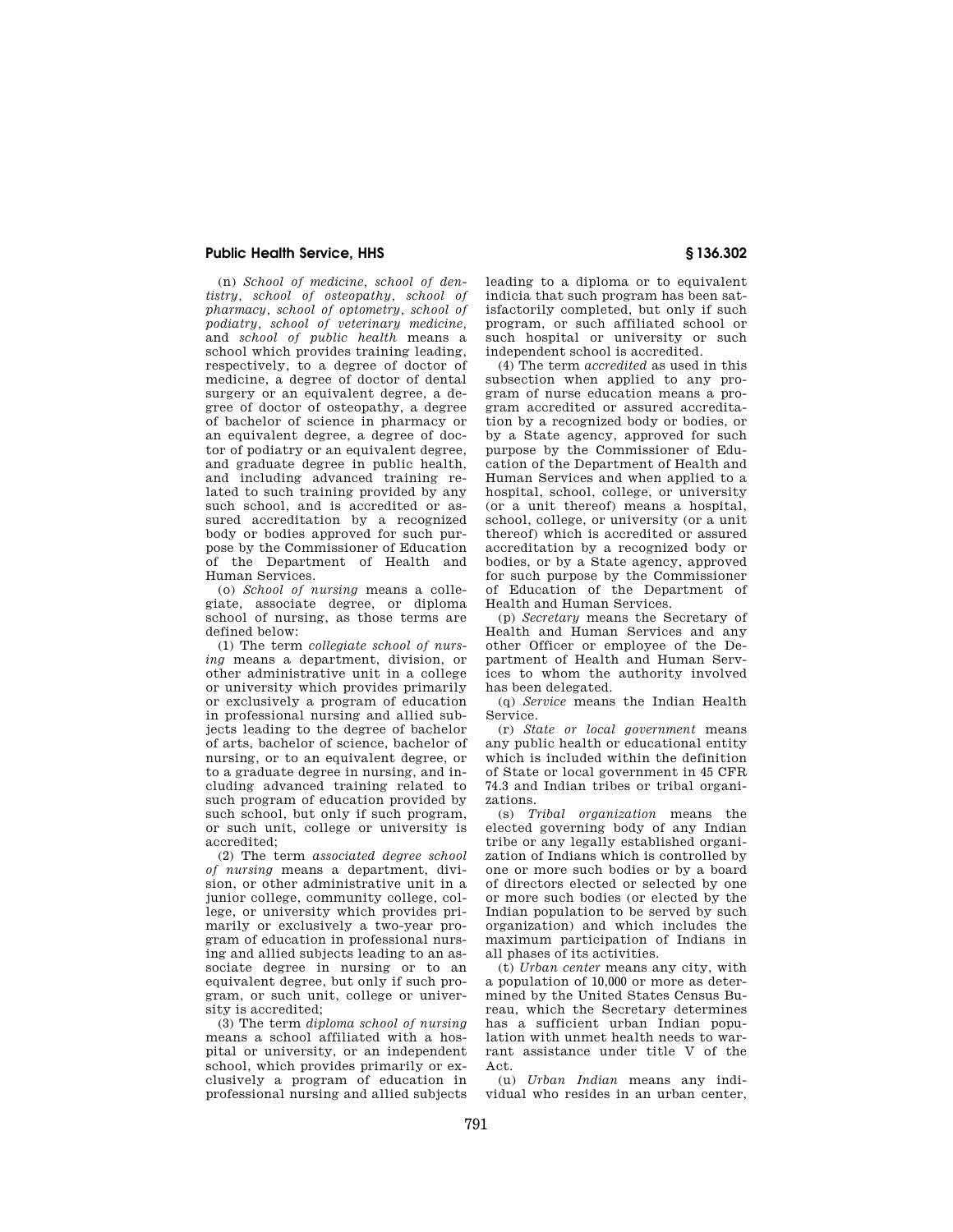(n) *School of medicine, school of dentistry, school of osteopathy, school of pharmacy, school of optometry, school of podiatry, school of veterinary medicine,* and *school of public health* means a school which provides training leading, respectively, to a degree of doctor of medicine, a degree of doctor of dental surgery or an equivalent degree, a degree of doctor of osteopathy, a degree of bachelor of science in pharmacy or an equivalent degree, a degree of doctor of podiatry or an equivalent degree, and graduate degree in public health, and including advanced training related to such training provided by any such school, and is accredited or assured accreditation by a recognized body or bodies approved for such purpose by the Commissioner of Education of the Department of Health and Human Services.

(o) *School of nursing* means a collegiate, associate degree, or diploma school of nursing, as those terms are defined below:

(1) The term *collegiate school of nursing* means a department, division, or other administrative unit in a college or university which provides primarily or exclusively a program of education in professional nursing and allied subjects leading to the degree of bachelor of arts, bachelor of science, bachelor of nursing, or to an equivalent degree, or to a graduate degree in nursing, and including advanced training related to such program of education provided by such school, but only if such program, or such unit, college or university is accredited;

(2) The term *associated degree school of nursing* means a department, division, or other administrative unit in a junior college, community college, college, or university which provides primarily or exclusively a two-year program of education in professional nursing and allied subjects leading to an associate degree in nursing or to an equivalent degree, but only if such program, or such unit, college or university is accredited;

(3) The term *diploma school of nursing* means a school affiliated with a hospital or university, or an independent school, which provides primarily or exclusively a program of education in professional nursing and allied subjects leading to a diploma or to equivalent indicia that such program has been satisfactorily completed, but only if such program, or such affiliated school or such hospital or university or such independent school is accredited.

(4) The term *accredited* as used in this subsection when applied to any program of nurse education means a program accredited or assured accreditation by a recognized body or bodies, or by a State agency, approved for such purpose by the Commissioner of Education of the Department of Health and Human Services and when applied to a hospital, school, college, or university (or a unit thereof) means a hospital, school, college, or university (or a unit thereof) which is accredited or assured accreditation by a recognized body or bodies, or by a State agency, approved for such purpose by the Commissioner of Education of the Department of Health and Human Services.

(p) *Secretary* means the Secretary of Health and Human Services and any other Officer or employee of the Department of Health and Human Services to whom the authority involved has been delegated.

(q) *Service* means the Indian Health Service.

(r) *State or local government* means any public health or educational entity which is included within the definition of State or local government in 45 CFR 74.3 and Indian tribes or tribal organizations.

(s) *Tribal organization* means the elected governing body of any Indian tribe or any legally established organization of Indians which is controlled by one or more such bodies or by a board of directors elected or selected by one or more such bodies (or elected by the Indian population to be served by such organization) and which includes the maximum participation of Indians in all phases of its activities.

(t) *Urban center* means any city, with a population of 10,000 or more as determined by the United States Census Bureau, which the Secretary determines has a sufficient urban Indian population with unmet health needs to warrant assistance under title V of the Act.

(u) *Urban Indian* means any individual who resides in an urban center,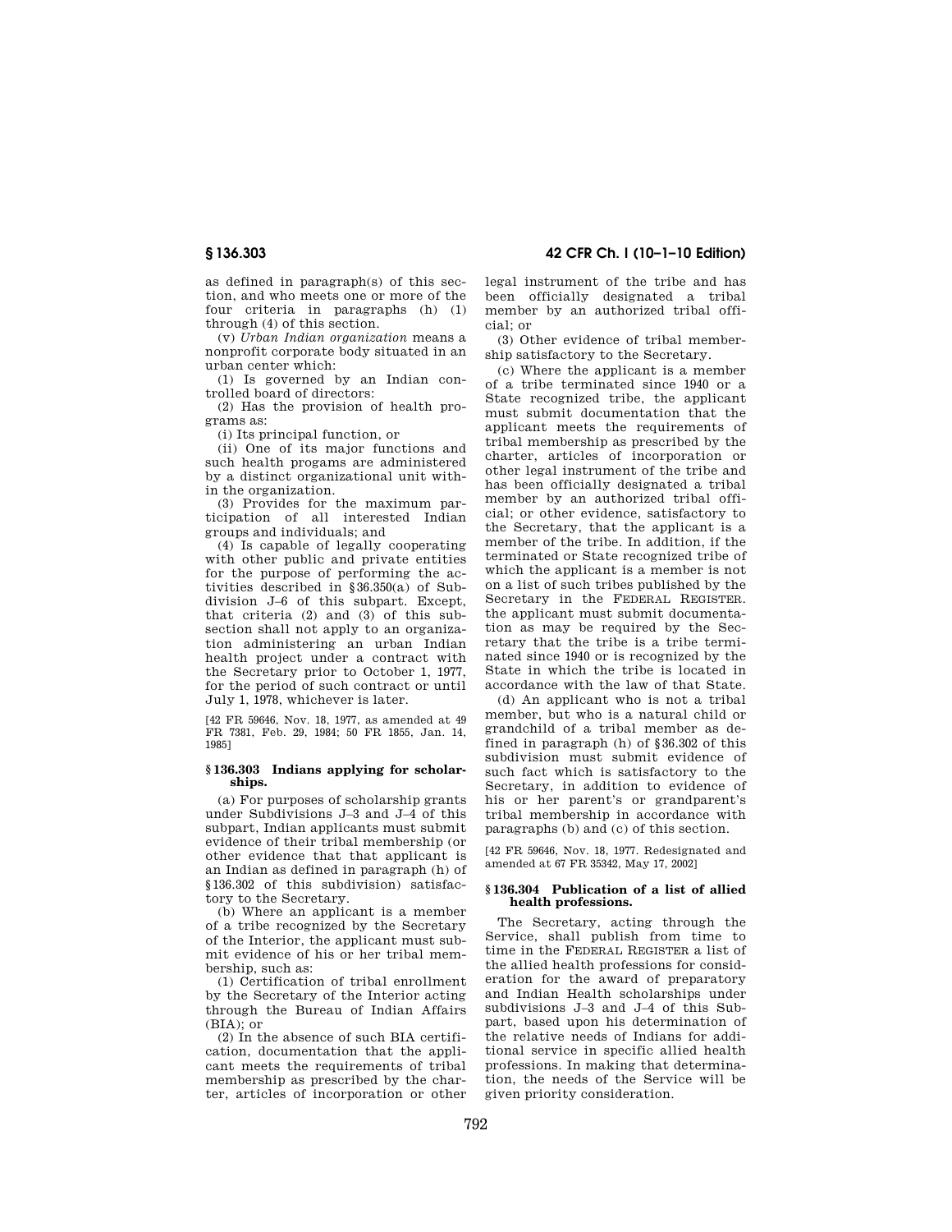as defined in paragraph(s) of this section, and who meets one or more of the four criteria in paragraphs (h) (1) through (4) of this section.

(v) *Urban Indian organization* means a nonprofit corporate body situated in an urban center which:

(1) Is governed by an Indian controlled board of directors:

(2) Has the provision of health programs as:

(i) Its principal function, or

(ii) One of its major functions and such health progams are administered by a distinct organizational unit within the organization.

(3) Provides for the maximum participation of all interested Indian groups and individuals; and

(4) Is capable of legally cooperating with other public and private entities for the purpose of performing the activities described in §36.350(a) of Subdivision J–6 of this subpart. Except, that criteria (2) and (3) of this subsection shall not apply to an organization administering an urban Indian health project under a contract with the Secretary prior to October 1, 1977, for the period of such contract or until July 1, 1978, whichever is later.

[42 FR 59646, Nov. 18, 1977, as amended at 49 FR 7381, Feb. 29, 1984; 50 FR 1855, Jan. 14, 1985]

### § 136.303 Indians applying for scholarships.

(a) For purposes of scholarship grants under Subdivisions J–3 and J–4 of this subpart, Indian applicants must submit evidence of their tribal membership (or other evidence that that applicant is an Indian as defined in paragraph (h) of §136.302 of this subdivision) satisfactory to the Secretary.

(b) Where an applicant is a member of a tribe recognized by the Secretary of the Interior, the applicant must submit evidence of his or her tribal membership, such as:

(1) Certification of tribal enrollment by the Secretary of the Interior acting through the Bureau of Indian Affairs (BIA); or

(2) In the absence of such BIA certification, documentation that the applicant meets the requirements of tribal membership as prescribed by the charter, articles of incorporation or other legal instrument of the tribe and has been officially designated a tribal member by an authorized tribal official; or

(3) Other evidence of tribal membership satisfactory to the Secretary.

(c) Where the applicant is a member of a tribe terminated since 1940 or a State recognized tribe, the applicant must submit documentation that the applicant meets the requirements of tribal membership as prescribed by the charter, articles of incorporation or other legal instrument of the tribe and has been officially designated a tribal member by an authorized tribal official; or other evidence, satisfactory to the Secretary, that the applicant is a member of the tribe. In addition, if the terminated or State recognized tribe of which the applicant is a member is not on a list of such tribes published by the Secretary in the FEDERAL REGISTER. the applicant must submit documentation as may be required by the Secretary that the tribe is a tribe terminated since 1940 or is recognized by the State in which the tribe is located in accordance with the law of that State.

(d) An applicant who is not a tribal member, but who is a natural child or grandchild of a tribal member as defined in paragraph (h) of §36.302 of this subdivision must submit evidence of such fact which is satisfactory to the Secretary, in addition to evidence of his or her parent's or grandparent's tribal membership in accordance with paragraphs (b) and (c) of this section.

[42 FR 59646, Nov. 18, 1977. Redesignated and amended at 67 FR 35342, May 17, 2002]

### § 136.304 Publication of a list of allied health professions.

The Secretary, acting through the Service, shall publish from time to time in the FEDERAL REGISTER a list of the allied health professions for consideration for the award of preparatory and Indian Health scholarships under subdivisions J–3 and J–4 of this Subpart, based upon his determination of the relative needs of Indians for additional service in specific allied health professions. In making that determination, the needs of the Service will be given priority consideration.